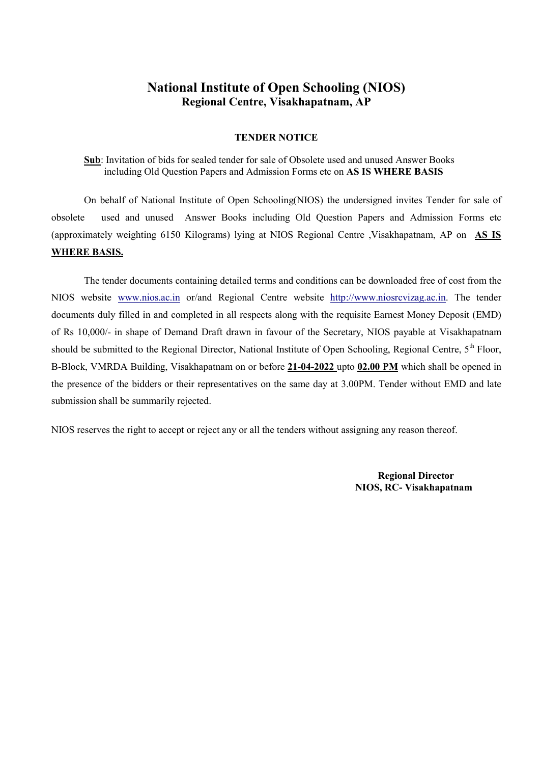# National Institute of Open Schooling (NIOS)
## Regional Centre, Visakhapatnam, AP

### TENDER NOTICE

**Sub**: Invitation of bids for sealed tender for sale of Obsolete used and unused Answer Books including Old Question Papers and Admission Forms etc on **AS IS WHERE BASIS**

On behalf of National Institute of Open Schooling(NIOS) the undersigned invites Tender for sale of obsolete used and unused Answer Books including Old Question Papers and Admission Forms etc (approximately weighting 6150 Kilograms) lying at NIOS Regional Centre ,Visakhapatnam, AP on **AS IS WHERE BASIS.**

The tender documents containing detailed terms and conditions can be downloaded free of cost from the NIOS website www.nios.ac.in or/and Regional Centre website http://www.niosrcvizag.ac.in. The tender documents duly filled in and completed in all respects along with the requisite Earnest Money Deposit (EMD) of Rs 10,000/- in shape of Demand Draft drawn in favour of the Secretary, NIOS payable at Visakhapatnam should be submitted to the Regional Director, National Institute of Open Schooling, Regional Centre, 5th Floor, B-Block, VMRDA Building, Visakhapatnam on or before **21-04-2022** upto **02.00 PM** which shall be opened in the presence of the bidders or their representatives on the same day at 3.00PM. Tender without EMD and late submission shall be summarily rejected.

NIOS reserves the right to accept or reject any or all the tenders without assigning any reason thereof.

**Regional Director**
**NIOS, RC- Visakhapatnam**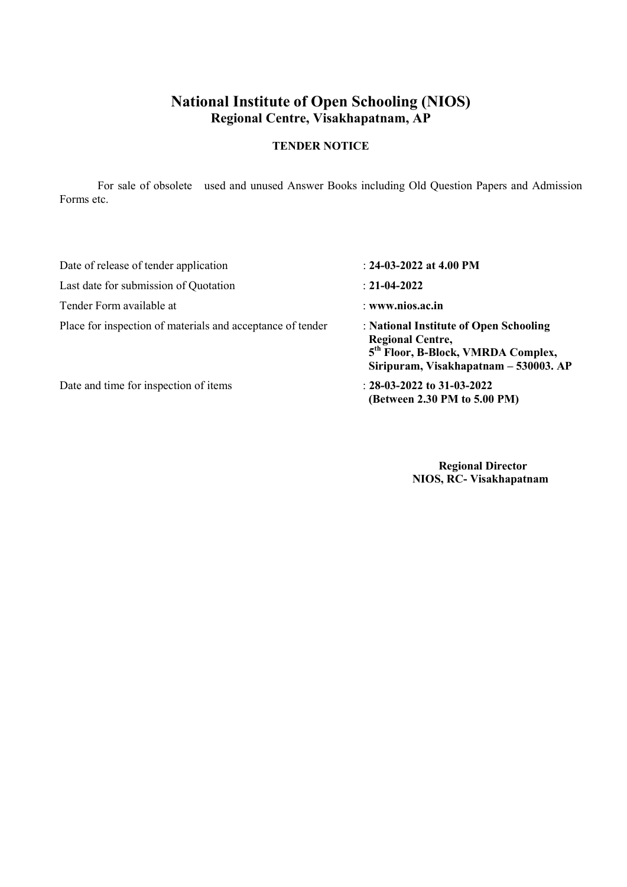# National Institute of Open Schooling (NIOS)
## Regional Centre, Visakhapatnam, AP

### TENDER NOTICE

For sale of obsolete used and unused Answer Books including Old Question Papers and Admission Forms etc.

| | |
|---|---|
| Date of release of tender application | : **24-03-2022 at 4.00 PM** |
| Last date for submission of Quotation | : **21-04-2022** |
| Tender Form available at | : **www.nios.ac.in** |
| Place for inspection of materials and acceptance of tender | : **National Institute of Open Schooling Regional Centre, 5th Floor, B-Block, VMRDA Complex, Siripuram, Visakhapatnam – 530003. AP** |
| Date and time for inspection of items | : **28-03-2022 to 31-03-2022 (Between 2.30 PM to 5.00 PM)** |

**Regional Director**
**NIOS, RC- Visakhapatnam**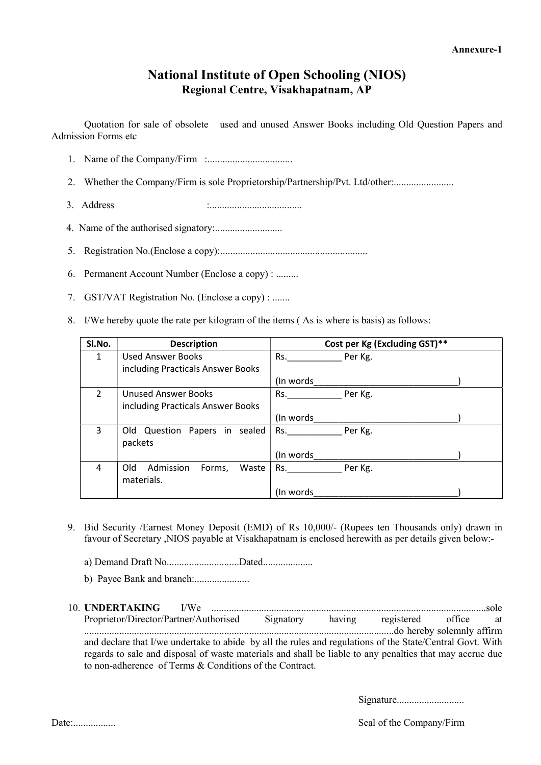**Annexure-1**

# National Institute of Open Schooling (NIOS)
## Regional Centre, Visakhapatnam, AP

Quotation for sale of obsolete used and unused Answer Books including Old Question Papers and Admission Forms etc

1. Name of the Company/Firm :..................................
2. Whether the Company/Firm is sole Proprietorship/Partnership/Pvt. Ltd/other:........................
3. Address :.....................................
4. Name of the authorised signatory:...........................
5. Registration No.(Enclose a copy):..........................................................
6. Permanent Account Number (Enclose a copy) : .........
7. GST/VAT Registration No. (Enclose a copy) : .......
8. I/We hereby quote the rate per kilogram of the items ( As is where is basis) as follows:

| Sl.No. | Description | Cost per Kg (Excluding GST)** |
|---|---|---|
| 1 | Used Answer Books including Practicals Answer Books | Rs.___________ Per Kg.<br>(In words______________________________) |
| 2 | Unused Answer Books including Practicals Answer Books | Rs.___________ Per Kg.<br>(In words______________________________) |
| 3 | Old Question Papers in sealed packets | Rs.___________ Per Kg.<br>(In words______________________________) |
| 4 | Old Admission Forms, Waste materials. | Rs.___________ Per Kg.<br>(In words______________________________) |

9. Bid Security /Earnest Money Deposit (EMD) of Rs 10,000/- (Rupees ten Thousands only) drawn in favour of Secretary ,NIOS payable at Visakhapatnam is enclosed herewith as per details given below:-

   a) Demand Draft No............................Dated...................

   b) Payee Bank and branch:......................

10. **UNDERTAKING** I/We .............................................................................................................sole Proprietor/Director/Partner/Authorised Signatory having registered office at ...........................................................................................................................do hereby solemnly affirm and declare that I/we undertake to abide by all the rules and regulations of the State/Central Govt. With regards to sale and disposal of waste materials and shall be liable to any penalties that may accrue due to non-adherence of Terms & Conditions of the Contract.

Signature..........................

Date:................. Seal of the Company/Firm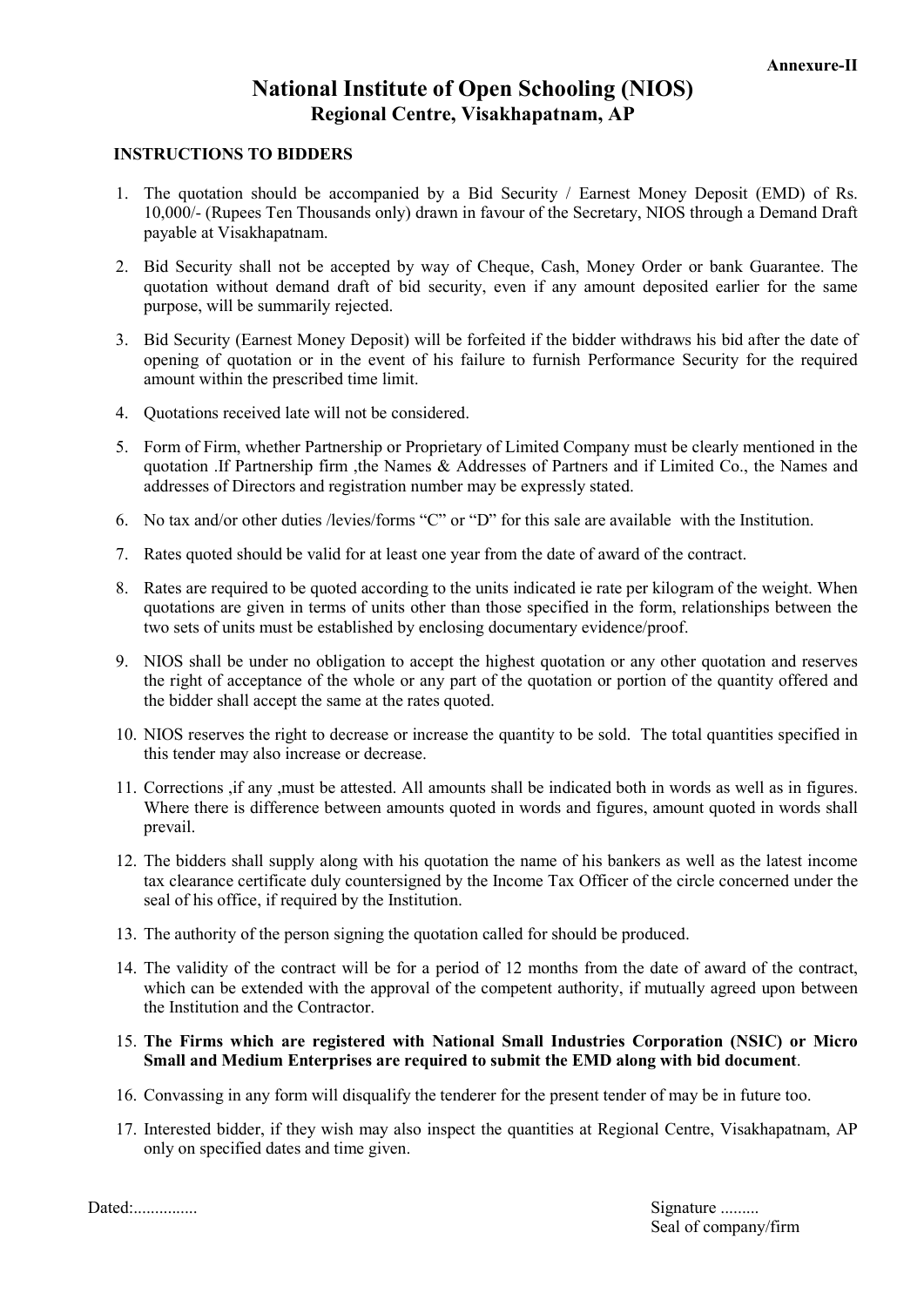Annexure-II

# National Institute of Open Schooling (NIOS)
## Regional Centre, Visakhapatnam, AP

### INSTRUCTIONS TO BIDDERS

1. The quotation should be accompanied by a Bid Security / Earnest Money Deposit (EMD) of Rs. 10,000/- (Rupees Ten Thousands only) drawn in favour of the Secretary, NIOS through a Demand Draft payable at Visakhapatnam.

2. Bid Security shall not be accepted by way of Cheque, Cash, Money Order or bank Guarantee. The quotation without demand draft of bid security, even if any amount deposited earlier for the same purpose, will be summarily rejected.

3. Bid Security (Earnest Money Deposit) will be forfeited if the bidder withdraws his bid after the date of opening of quotation or in the event of his failure to furnish Performance Security for the required amount within the prescribed time limit.

4. Quotations received late will not be considered.

5. Form of Firm, whether Partnership or Proprietary of Limited Company must be clearly mentioned in the quotation .If Partnership firm ,the Names & Addresses of Partners and if Limited Co., the Names and addresses of Directors and registration number may be expressly stated.

6. No tax and/or other duties /levies/forms "C" or "D" for this sale are available with the Institution.

7. Rates quoted should be valid for at least one year from the date of award of the contract.

8. Rates are required to be quoted according to the units indicated ie rate per kilogram of the weight. When quotations are given in terms of units other than those specified in the form, relationships between the two sets of units must be established by enclosing documentary evidence/proof.

9. NIOS shall be under no obligation to accept the highest quotation or any other quotation and reserves the right of acceptance of the whole or any part of the quotation or portion of the quantity offered and the bidder shall accept the same at the rates quoted.

10. NIOS reserves the right to decrease or increase the quantity to be sold. The total quantities specified in this tender may also increase or decrease.

11. Corrections ,if any ,must be attested. All amounts shall be indicated both in words as well as in figures. Where there is difference between amounts quoted in words and figures, amount quoted in words shall prevail.

12. The bidders shall supply along with his quotation the name of his bankers as well as the latest income tax clearance certificate duly countersigned by the Income Tax Officer of the circle concerned under the seal of his office, if required by the Institution.

13. The authority of the person signing the quotation called for should be produced.

14. The validity of the contract will be for a period of 12 months from the date of award of the contract, which can be extended with the approval of the competent authority, if mutually agreed upon between the Institution and the Contractor.

15. **The Firms which are registered with National Small Industries Corporation (NSIC) or Micro Small and Medium Enterprises are required to submit the EMD along with bid document**.

16. Convassing in any form will disqualify the tenderer for the present tender of may be in future too.

17. Interested bidder, if they wish may also inspect the quantities at Regional Centre, Visakhapatnam, AP only on specified dates and time given.

Dated:...............

Signature .........
Seal of company/firm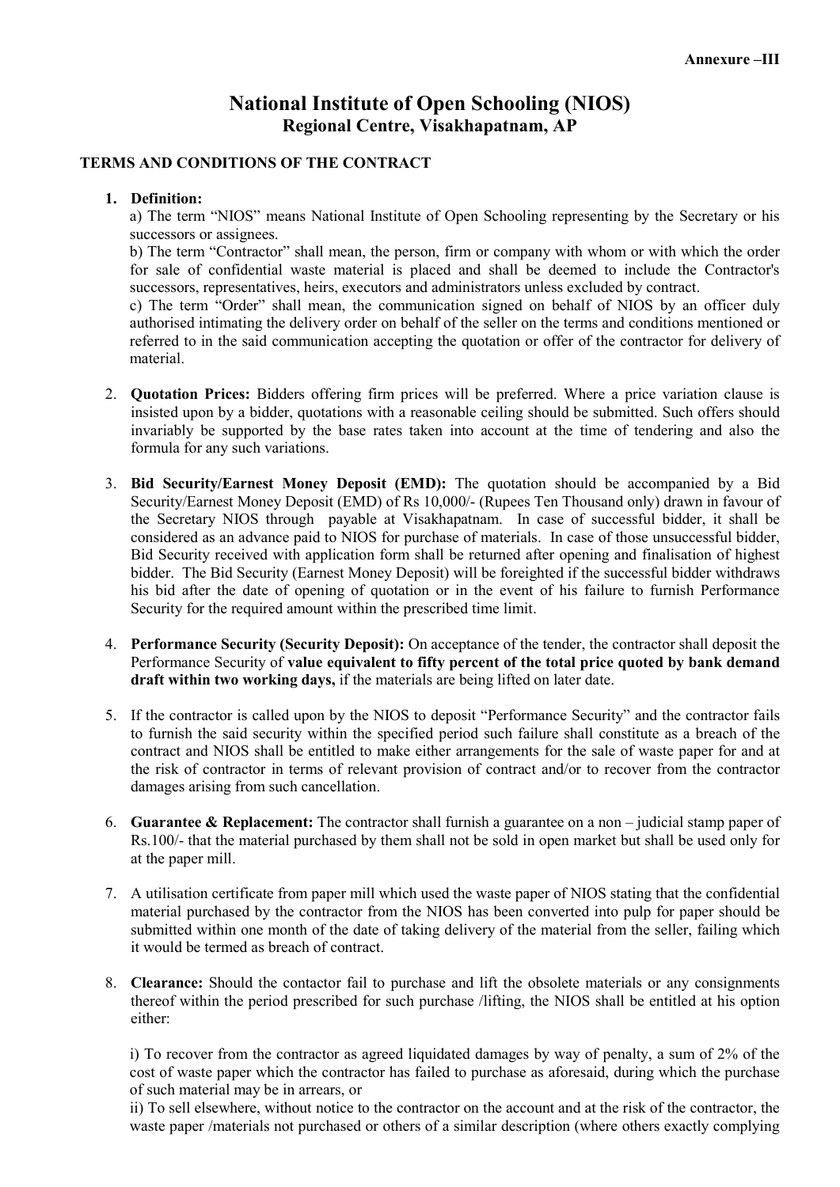**Annexure –III**

# National Institute of Open Schooling (NIOS)

## Regional Centre, Visakhapatnam, AP

### TERMS AND CONDITIONS OF THE CONTRACT

1. **Definition:**

   a) The term “NIOS” means National Institute of Open Schooling representing by the Secretary or his successors or assignees.

   b) The term “Contractor” shall mean, the person, firm or company with whom or with which the order for sale of confidential waste material is placed and shall be deemed to include the Contractor's successors, representatives, heirs, executors and administrators unless excluded by contract.

   c) The term “Order” shall mean, the communication signed on behalf of NIOS by an officer duly authorised intimating the delivery order on behalf of the seller on the terms and conditions mentioned or referred to in the said communication accepting the quotation or offer of the contractor for delivery of material.

2. **Quotation Prices:** Bidders offering firm prices will be preferred. Where a price variation clause is insisted upon by a bidder, quotations with a reasonable ceiling should be submitted. Such offers should invariably be supported by the base rates taken into account at the time of tendering and also the formula for any such variations.

3. **Bid Security/Earnest Money Deposit (EMD):** The quotation should be accompanied by a Bid Security/Earnest Money Deposit (EMD) of Rs 10,000/- (Rupees Ten Thousand only) drawn in favour of the Secretary NIOS through payable at Visakhapatnam. In case of successful bidder, it shall be considered as an advance paid to NIOS for purchase of materials. In case of those unsuccessful bidder, Bid Security received with application form shall be returned after opening and finalisation of highest bidder. The Bid Security (Earnest Money Deposit) will be foreighted if the successful bidder withdraws his bid after the date of opening of quotation or in the event of his failure to furnish Performance Security for the required amount within the prescribed time limit.

4. **Performance Security (Security Deposit):** On acceptance of the tender, the contractor shall deposit the Performance Security of **value equivalent to fifty percent of the total price quoted by bank demand draft within two working days,** if the materials are being lifted on later date.

5. If the contractor is called upon by the NIOS to deposit “Performance Security” and the contractor fails to furnish the said security within the specified period such failure shall constitute as a breach of the contract and NIOS shall be entitled to make either arrangements for the sale of waste paper for and at the risk of contractor in terms of relevant provision of contract and/or to recover from the contractor damages arising from such cancellation.

6. **Guarantee & Replacement:** The contractor shall furnish a guarantee on a non – judicial stamp paper of Rs.100/- that the material purchased by them shall not be sold in open market but shall be used only for at the paper mill.

7. A utilisation certificate from paper mill which used the waste paper of NIOS stating that the confidential material purchased by the contractor from the NIOS has been converted into pulp for paper should be submitted within one month of the date of taking delivery of the material from the seller, failing which it would be termed as breach of contract.

8. **Clearance:** Should the contactor fail to purchase and lift the obsolete materials or any consignments thereof within the period prescribed for such purchase /lifting, the NIOS shall be entitled at his option either:

   i) To recover from the contractor as agreed liquidated damages by way of penalty, a sum of 2% of the cost of waste paper which the contractor has failed to purchase as aforesaid, during which the purchase of such material may be in arrears, or

   ii) To sell elsewhere, without notice to the contractor on the account and at the risk of the contractor, the waste paper /materials not purchased or others of a similar description (where others exactly complying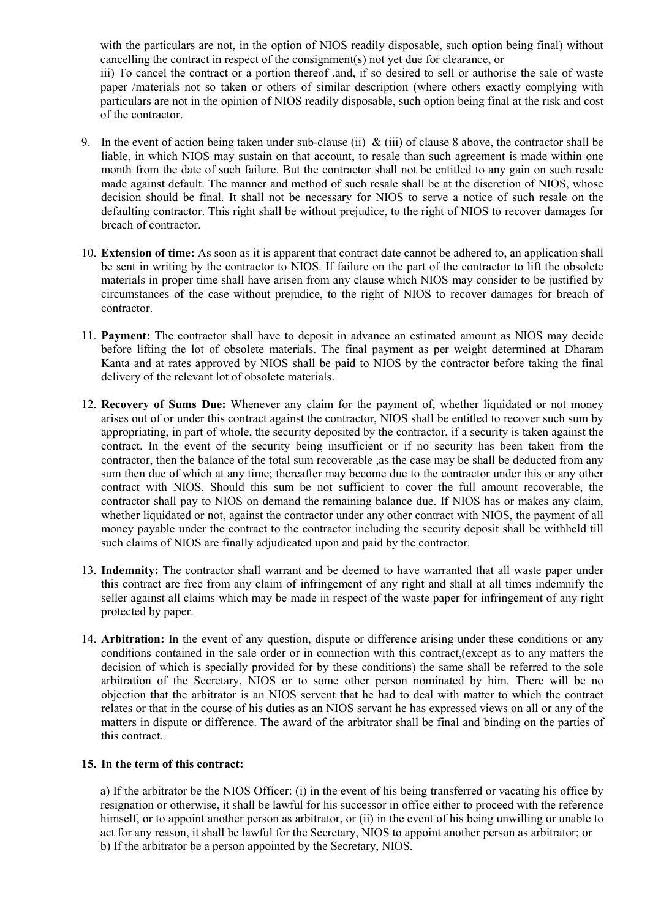with the particulars are not, in the option of NIOS readily disposable, such option being final) without cancelling the contract in respect of the consignment(s) not yet due for clearance, or

iii) To cancel the contract or a portion thereof ,and, if so desired to sell or authorise the sale of waste paper /materials not so taken or others of similar description (where others exactly complying with particulars are not in the opinion of NIOS readily disposable, such option being final at the risk and cost of the contractor.

9. In the event of action being taken under sub-clause (ii) & (iii) of clause 8 above, the contractor shall be liable, in which NIOS may sustain on that account, to resale than such agreement is made within one month from the date of such failure. But the contractor shall not be entitled to any gain on such resale made against default. The manner and method of such resale shall be at the discretion of NIOS, whose decision should be final. It shall not be necessary for NIOS to serve a notice of such resale on the defaulting contractor. This right shall be without prejudice, to the right of NIOS to recover damages for breach of contractor.

10. **Extension of time:** As soon as it is apparent that contract date cannot be adhered to, an application shall be sent in writing by the contractor to NIOS. If failure on the part of the contractor to lift the obsolete materials in proper time shall have arisen from any clause which NIOS may consider to be justified by circumstances of the case without prejudice, to the right of NIOS to recover damages for breach of contractor.

11. **Payment:** The contractor shall have to deposit in advance an estimated amount as NIOS may decide before lifting the lot of obsolete materials. The final payment as per weight determined at Dharam Kanta and at rates approved by NIOS shall be paid to NIOS by the contractor before taking the final delivery of the relevant lot of obsolete materials.

12. **Recovery of Sums Due:** Whenever any claim for the payment of, whether liquidated or not money arises out of or under this contract against the contractor, NIOS shall be entitled to recover such sum by appropriating, in part of whole, the security deposited by the contractor, if a security is taken against the contract. In the event of the security being insufficient or if no security has been taken from the contractor, then the balance of the total sum recoverable ,as the case may be shall be deducted from any sum then due of which at any time; thereafter may become due to the contractor under this or any other contract with NIOS. Should this sum be not sufficient to cover the full amount recoverable, the contractor shall pay to NIOS on demand the remaining balance due. If NIOS has or makes any claim, whether liquidated or not, against the contractor under any other contract with NIOS, the payment of all money payable under the contract to the contractor including the security deposit shall be withheld till such claims of NIOS are finally adjudicated upon and paid by the contractor.

13. **Indemnity:** The contractor shall warrant and be deemed to have warranted that all waste paper under this contract are free from any claim of infringement of any right and shall at all times indemnify the seller against all claims which may be made in respect of the waste paper for infringement of any right protected by paper.

14. **Arbitration:** In the event of any question, dispute or difference arising under these conditions or any conditions contained in the sale order or in connection with this contract,(except as to any matters the decision of which is specially provided for by these conditions) the same shall be referred to the sole arbitration of the Secretary, NIOS or to some other person nominated by him. There will be no objection that the arbitrator is an NIOS servent that he had to deal with matter to which the contract relates or that in the course of his duties as an NIOS servant he has expressed views on all or any of the matters in dispute or difference. The award of the arbitrator shall be final and binding on the parties of this contract.

15. **In the term of this contract:**

a) If the arbitrator be the NIOS Officer: (i) in the event of his being transferred or vacating his office by resignation or otherwise, it shall be lawful for his successor in office either to proceed with the reference himself, or to appoint another person as arbitrator, or (ii) in the event of his being unwilling or unable to act for any reason, it shall be lawful for the Secretary, NIOS to appoint another person as arbitrator; or

b) If the arbitrator be a person appointed by the Secretary, NIOS.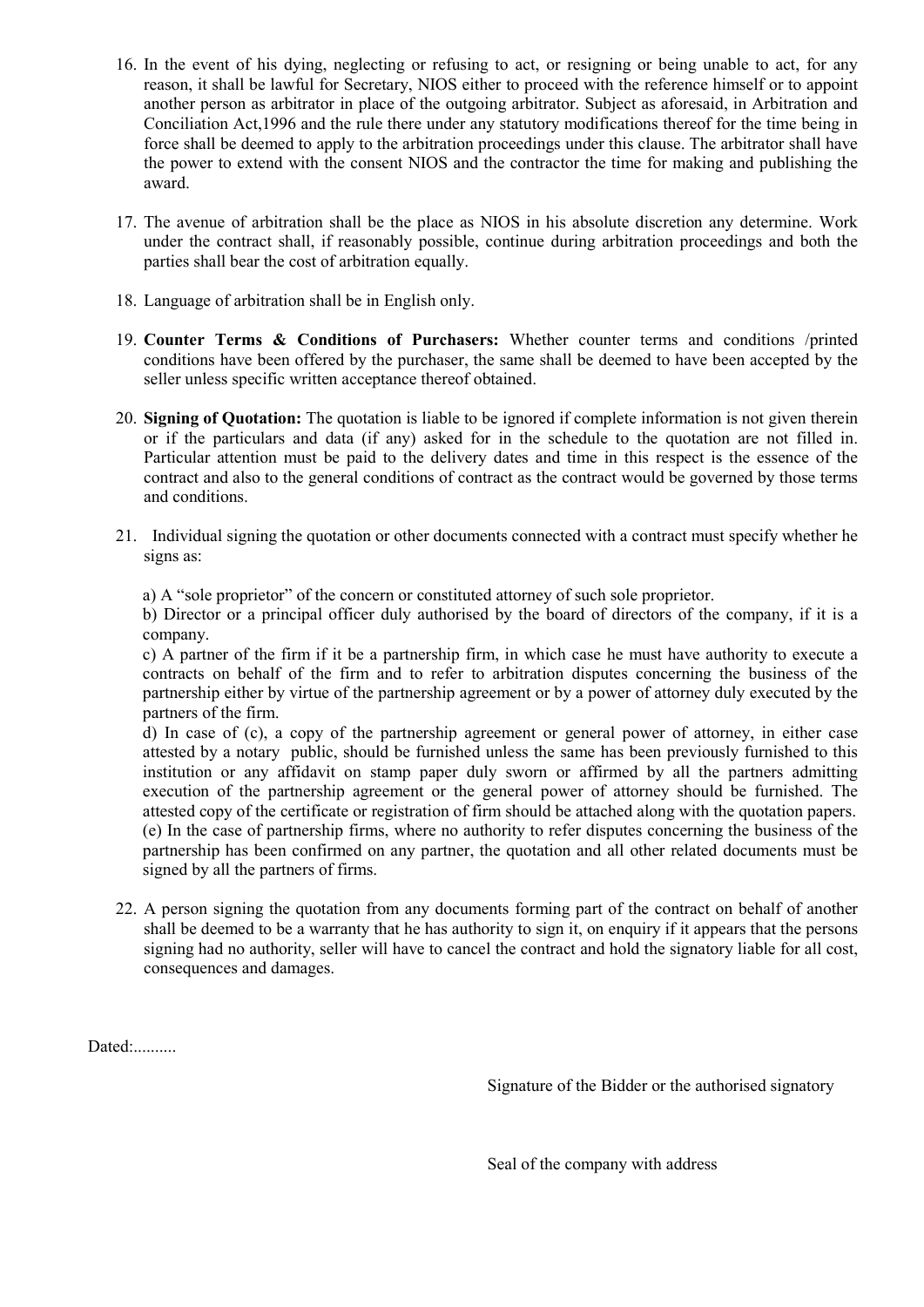16. In the event of his dying, neglecting or refusing to act, or resigning or being unable to act, for any reason, it shall be lawful for Secretary, NIOS either to proceed with the reference himself or to appoint another person as arbitrator in place of the outgoing arbitrator. Subject as aforesaid, in Arbitration and Conciliation Act,1996 and the rule there under any statutory modifications thereof for the time being in force shall be deemed to apply to the arbitration proceedings under this clause. The arbitrator shall have the power to extend with the consent NIOS and the contractor the time for making and publishing the award.

17. The avenue of arbitration shall be the place as NIOS in his absolute discretion any determine. Work under the contract shall, if reasonably possible, continue during arbitration proceedings and both the parties shall bear the cost of arbitration equally.

18. Language of arbitration shall be in English only.

19. **Counter Terms & Conditions of Purchasers:** Whether counter terms and conditions /printed conditions have been offered by the purchaser, the same shall be deemed to have been accepted by the seller unless specific written acceptance thereof obtained.

20. **Signing of Quotation:** The quotation is liable to be ignored if complete information is not given therein or if the particulars and data (if any) asked for in the schedule to the quotation are not filled in. Particular attention must be paid to the delivery dates and time in this respect is the essence of the contract and also to the general conditions of contract as the contract would be governed by those terms and conditions.

21. Individual signing the quotation or other documents connected with a contract must specify whether he signs as:

    a) A "sole proprietor" of the concern or constituted attorney of such sole proprietor.
    b) Director or a principal officer duly authorised by the board of directors of the company, if it is a company.
    c) A partner of the firm if it be a partnership firm, in which case he must have authority to execute a contracts on behalf of the firm and to refer to arbitration disputes concerning the business of the partnership either by virtue of the partnership agreement or by a power of attorney duly executed by the partners of the firm.
    d) In case of (c), a copy of the partnership agreement or general power of attorney, in either case attested by a notary public, should be furnished unless the same has been previously furnished to this institution or any affidavit on stamp paper duly sworn or affirmed by all the partners admitting execution of the partnership agreement or the general power of attorney should be furnished. The attested copy of the certificate or registration of firm should be attached along with the quotation papers.
    (e) In the case of partnership firms, where no authority to refer disputes concerning the business of the partnership has been confirmed on any partner, the quotation and all other related documents must be signed by all the partners of firms.

22. A person signing the quotation from any documents forming part of the contract on behalf of another shall be deemed to be a warranty that he has authority to sign it, on enquiry if it appears that the persons signing had no authority, seller will have to cancel the contract and hold the signatory liable for all cost, consequences and damages.

Dated:..........

Signature of the Bidder or the authorised signatory

Seal of the company with address